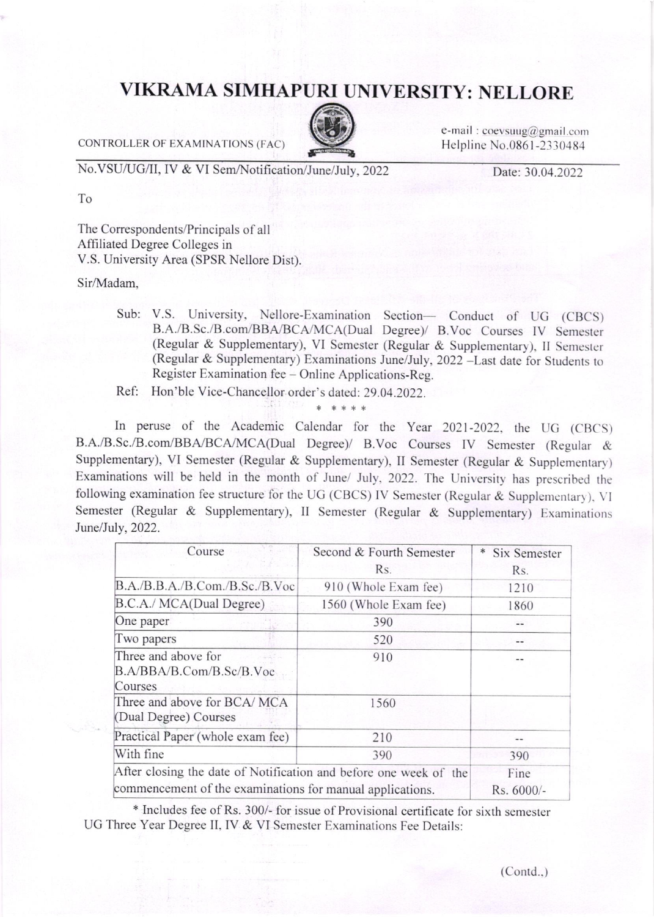# VIKRAMA SIMHAPURI UNIVERSITY: NELLORE

CONTROLLER OF EXAMINATIONS (FAC)

e-mail : coevsuug@gmail.com
Helpline No.0861-2330484

No.VSU/UG/II, IV & VI Sem/Notification/June/July, 2022 Date: 30.04.2022

To

The Correspondents/Principals of all
Affiliated Degree Colleges in
V.S. University Area (SPSR Nellore Dist).

Sir/Madam,

Sub: V.S. University, Nellore-Examination Section— Conduct of UG (CBCS) B.A./B.Sc./B.com/BBA/BCA/MCA(Dual Degree)/ B.Voc Courses IV Semester (Regular & Supplementary), VI Semester (Regular & Supplementary), II Semester (Regular & Supplementary) Examinations June/July, 2022 –Last date for Students to Register Examination fee – Online Applications-Reg.

Ref: Hon'ble Vice-Chancellor order's dated: 29.04.2022.

\* \* \* \* \*

In peruse of the Academic Calendar for the Year 2021-2022, the UG (CBCS) B.A./B.Sc./B.com/BBA/BCA/MCA(Dual Degree)/ B.Voc Courses IV Semester (Regular & Supplementary), VI Semester (Regular & Supplementary), II Semester (Regular & Supplementary) Examinations will be held in the month of June/ July, 2022. The University has prescribed the following examination fee structure for the UG (CBCS) IV Semester (Regular & Supplementary), VI Semester (Regular & Supplementary), II Semester (Regular & Supplementary) Examinations June/July, 2022.

| Course | Second & Fourth Semester Rs. | * Six Semester Rs. |
|---|---|---|
| B.A./B.B.A./B.Com./B.Sc./B.Voc | 910 (Whole Exam fee) | 1210 |
| B.C.A./ MCA(Dual Degree) | 1560 (Whole Exam fee) | 1860 |
| One paper | 390 | -- |
| Two papers | 520 | -- |
| Three and above for B.A/BBA/B.Com/B.Sc/B.Voc Courses | 910 | -- |
| Three and above for BCA/ MCA (Dual Degree) Courses | 1560 | |
| Practical Paper (whole exam fee) | 210 | -- |
| With fine | 390 | 390 |
| After closing the date of Notification and before one week of the commencement of the examinations for manual applications. | | Fine Rs. 6000/- |

\* Includes fee of Rs. 300/- for issue of Provisional certificate for sixth semester

UG Three Year Degree II, IV & VI Semester Examinations Fee Details:

(Contd.,)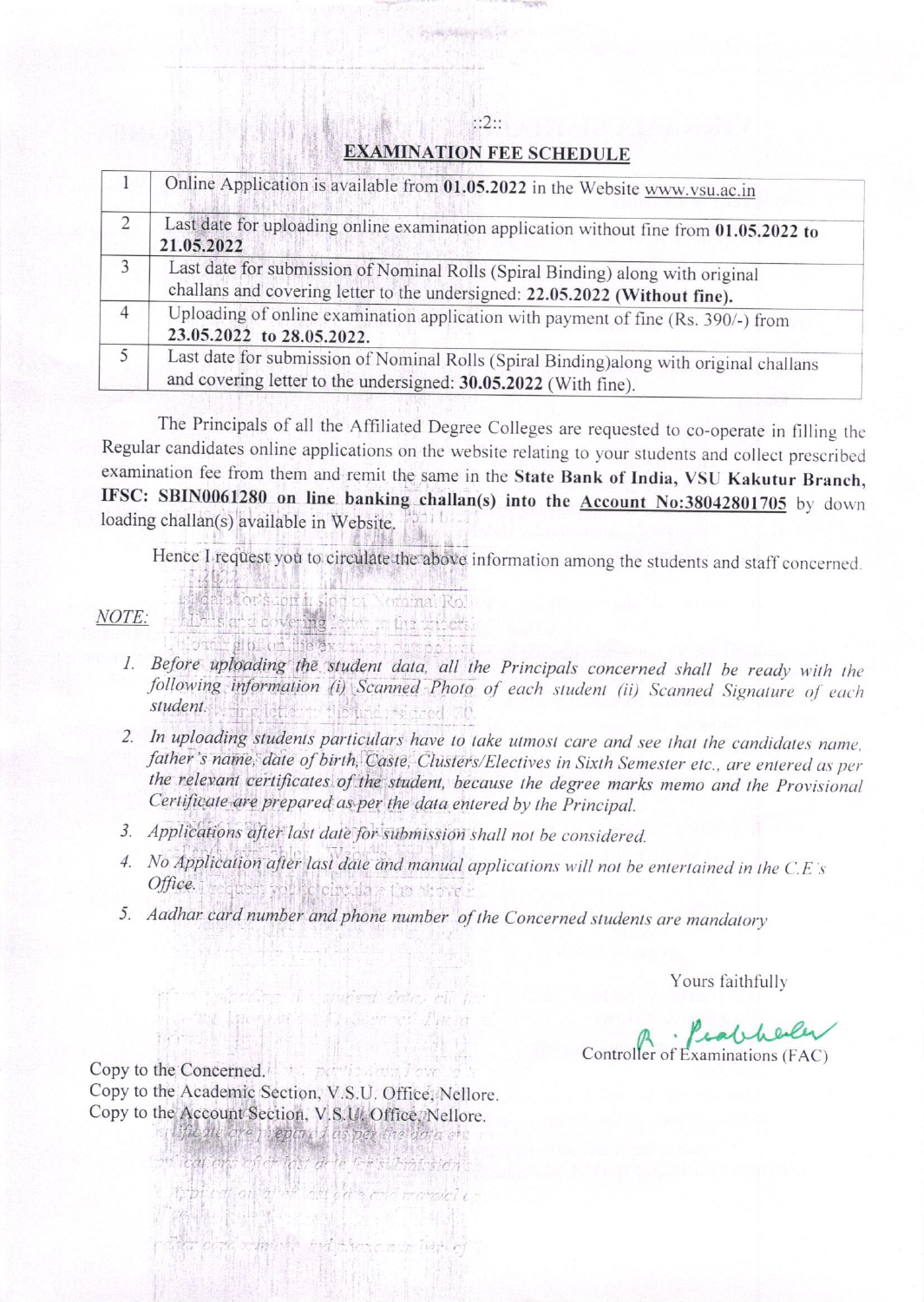## EXAMINATION FEE SCHEDULE

| | |
|---|---|
| 1 | Online Application is available from **01.05.2022** in the Website www.vsu.ac.in |
| 2 | Last date for uploading online examination application without fine from **01.05.2022 to 21.05.2022** |
| 3 | Last date for submission of Nominal Rolls (Spiral Binding) along with original challans and covering letter to the undersigned: **22.05.2022 (Without fine).** |
| 4 | Uploading of online examination application with payment of fine (Rs. 390/-) from **23.05.2022 to 28.05.2022.** |
| 5 | Last date for submission of Nominal Rolls (Spiral Binding)along with original challans and covering letter to the undersigned: **30.05.2022** (With fine). |

The Principals of all the Affiliated Degree Colleges are requested to co-operate in filling the Regular candidates online applications on the website relating to your students and collect prescribed examination fee from them and remit the same in the **State Bank of India, VSU Kakutur Branch, IFSC: SBIN0061280 on line banking challan(s) into the Account No:38042801705** by down loading challan(s) available in Website.

Hence I request you to circulate the above information among the students and staff concerned.

*NOTE:*

1. *Before uploading the student data, all the Principals concerned shall be ready with the following information (i) Scanned Photo of each student (ii) Scanned Signature of each student.*
2. *In uploading students particulars have to take utmost care and see that the candidates name, father's name, date of birth, Caste, Clusters/Electives in Sixth Semester etc., are entered as per the relevant certificates of the student, because the degree marks memo and the Provisional Certificate are prepared as per the data entered by the Principal.*
3. *Applications after last date for submission shall not be considered.*
4. *No Application after last date and manual applications will not be entertained in the C.E's Office.*
5. *Aadhar card number and phone number of the Concerned students are mandatory*

Yours faithfully

Controller of Examinations (FAC)

Copy to the Concerned.
Copy to the Academic Section, V.S.U. Office, Nellore.
Copy to the Account Section, V.S.U. Office, Nellore.